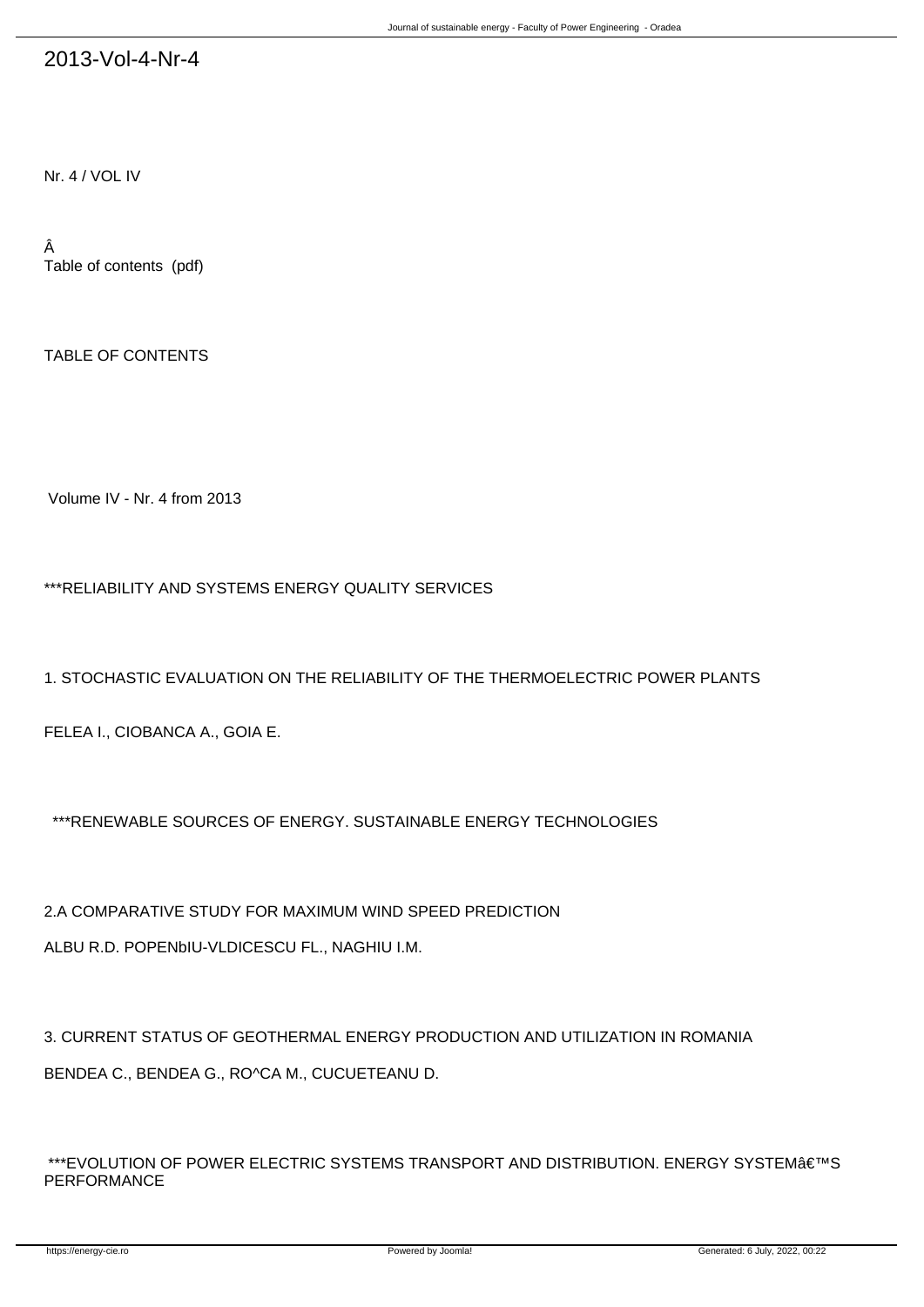# 2013-Vol-4-Nr-4

Nr. 4 / VOL IV

Â
Table of contents (pdf)

TABLE OF CONTENTS

Volume IV - Nr. 4 from 2013

***RELIABILITY AND SYSTEMS ENERGY QUALITY SERVICES

1. STOCHASTIC EVALUATION ON THE RELIABILITY OF THE THERMOELECTRIC POWER PLANTS

FELEA I., CIOBANCA A., GOIA E.

***RENEWABLE SOURCES OF ENERGY. SUSTAINABLE ENERGY TECHNOLOGIES

2.A COMPARATIVE STUDY FOR MAXIMUM WIND SPEED PREDICTION

ALBU R.D. POPENbIU-VLDICESCU FL., NAGHIU I.M.

3. CURRENT STATUS OF GEOTHERMAL ENERGY PRODUCTION AND UTILIZATION IN ROMANIA

BENDEA C., BENDEA G., RO^CA M., CUCUETEANU D.

***EVOLUTION OF POWER ELECTRIC SYSTEMS TRANSPORT AND DISTRIBUTION. ENERGY SYSTEMâ€™S PERFORMANCE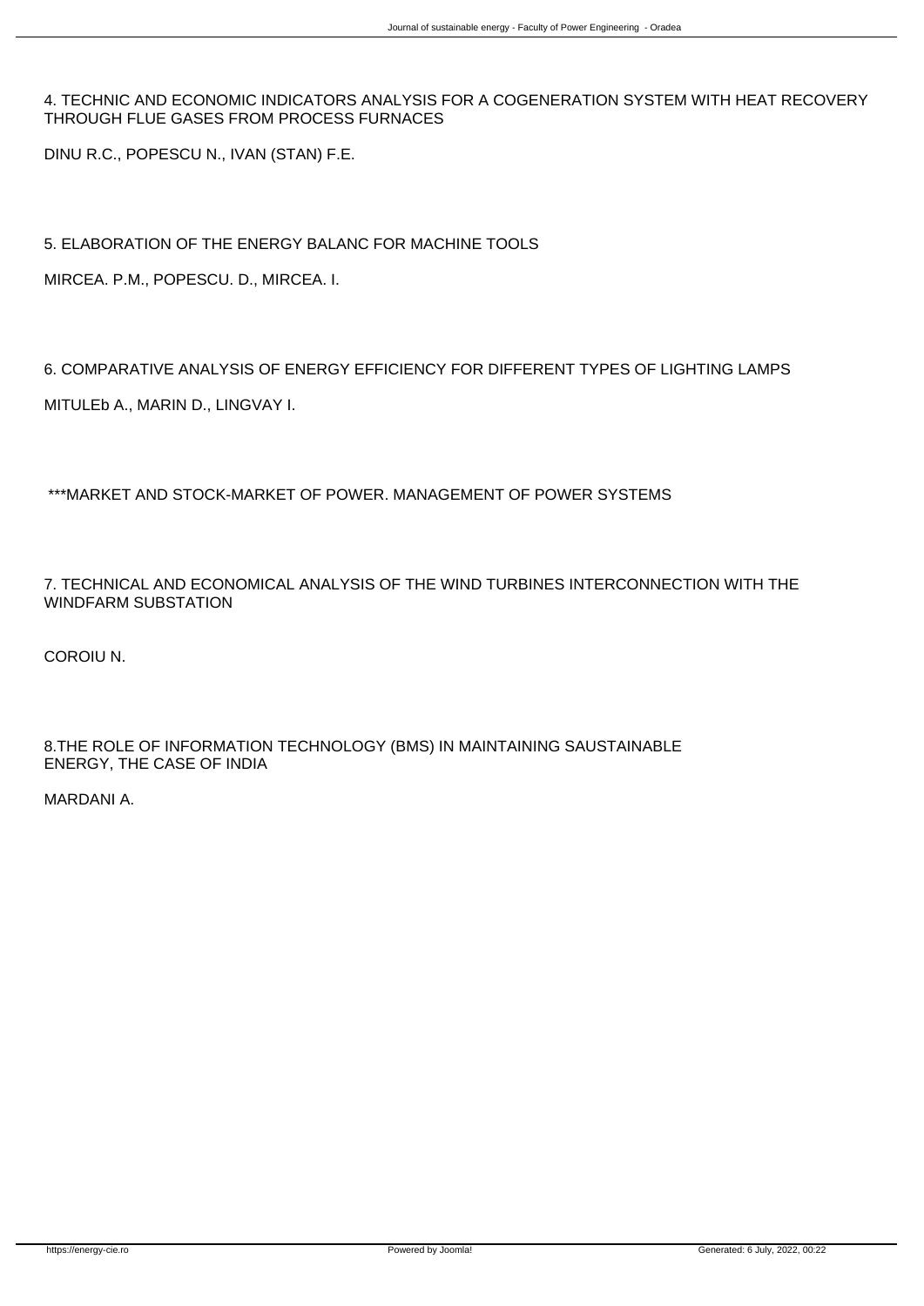4. TECHNIC AND ECONOMIC INDICATORS ANALYSIS FOR A COGENERATION SYSTEM WITH HEAT RECOVERY THROUGH FLUE GASES FROM PROCESS FURNACES

DINU R.C., POPESCU N., IVAN (STAN) F.E.

5. ELABORATION OF THE ENERGY BALANC FOR MACHINE TOOLS

MIRCEA. P.M., POPESCU. D., MIRCEA. I.

6. COMPARATIVE ANALYSIS OF ENERGY EFFICIENCY FOR DIFFERENT TYPES OF LIGHTING LAMPS

MITULEb A., MARIN D., LINGVAY I.

***MARKET AND STOCK-MARKET OF POWER. MANAGEMENT OF POWER SYSTEMS

7. TECHNICAL AND ECONOMICAL ANALYSIS OF THE WIND TURBINES INTERCONNECTION WITH THE WINDFARM SUBSTATION

COROIU N.

8.THE ROLE OF INFORMATION TECHNOLOGY (BMS) IN MAINTAINING SAUSTAINABLE ENERGY, THE CASE OF INDIA

MARDANI A.